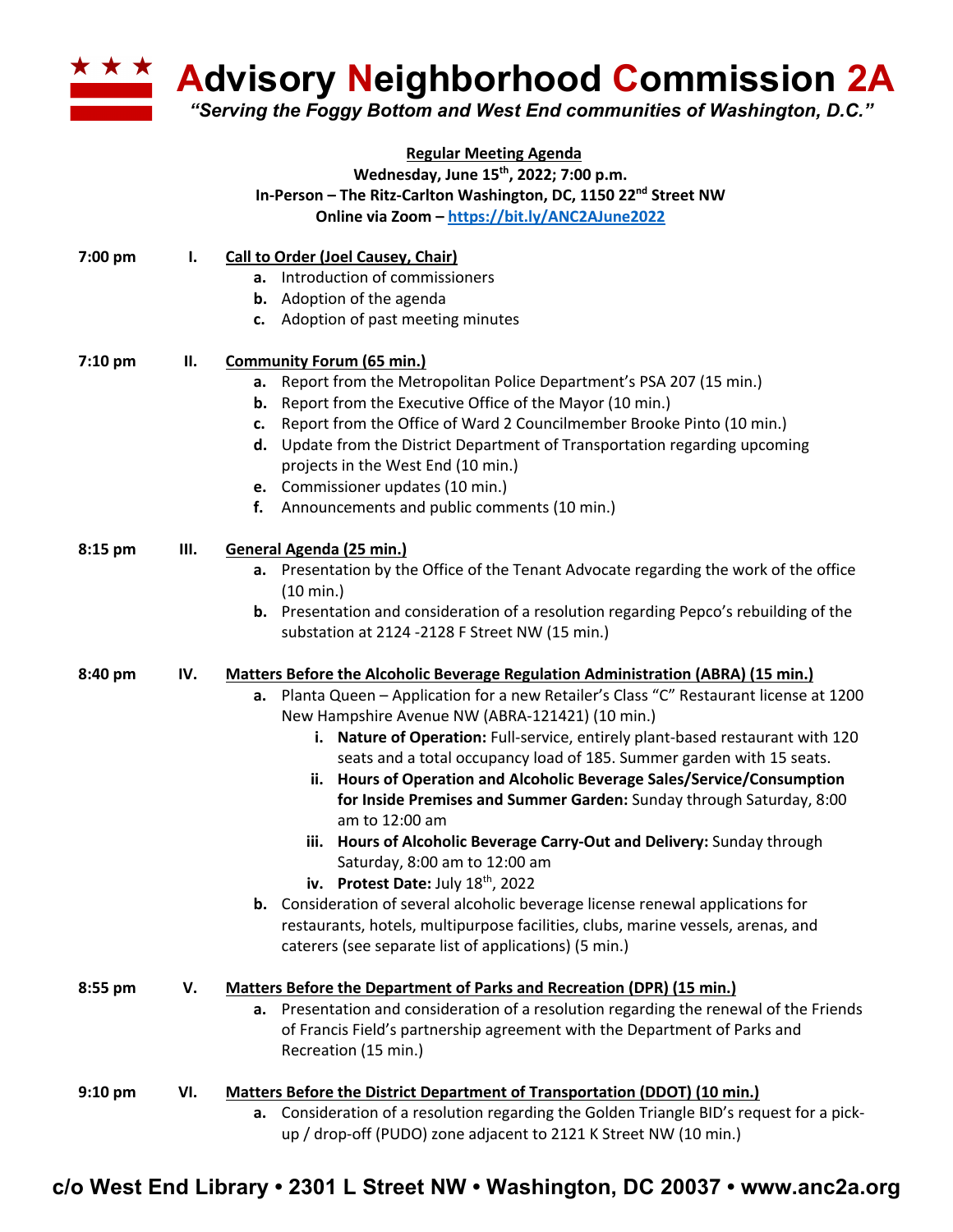# Advisory Neighborhood Commission 2A

*"Serving the Foggy Bottom and West End communities of Washington, D.C."*

**Regular Meeting Agenda**
**Wednesday, June 15th, 2022; 7:00 p.m.**
**In-Person – The Ritz-Carlton Washington, DC, 1150 22nd Street NW**
**Online via Zoom – https://bit.ly/ANC2AJune2022**

**7:00 pm I. Call to Order (Joel Causey, Chair)**

- **a.** Introduction of commissioners
- **b.** Adoption of the agenda
- **c.** Adoption of past meeting minutes

**7:10 pm II. Community Forum (65 min.)**

- **a.** Report from the Metropolitan Police Department's PSA 207 (15 min.)
- **b.** Report from the Executive Office of the Mayor (10 min.)
- **c.** Report from the Office of Ward 2 Councilmember Brooke Pinto (10 min.)
- **d.** Update from the District Department of Transportation regarding upcoming projects in the West End (10 min.)
- **e.** Commissioner updates (10 min.)
- **f.** Announcements and public comments (10 min.)

**8:15 pm III. General Agenda (25 min.)**

- **a.** Presentation by the Office of the Tenant Advocate regarding the work of the office (10 min.)
- **b.** Presentation and consideration of a resolution regarding Pepco's rebuilding of the substation at 2124 -2128 F Street NW (15 min.)

**8:40 pm IV. Matters Before the Alcoholic Beverage Regulation Administration (ABRA) (15 min.)**

- **a.** Planta Queen – Application for a new Retailer's Class "C" Restaurant license at 1200 New Hampshire Avenue NW (ABRA-121421) (10 min.)
  - **i. Nature of Operation:** Full-service, entirely plant-based restaurant with 120 seats and a total occupancy load of 185. Summer garden with 15 seats.
  - **ii. Hours of Operation and Alcoholic Beverage Sales/Service/Consumption for Inside Premises and Summer Garden:** Sunday through Saturday, 8:00 am to 12:00 am
  - **iii. Hours of Alcoholic Beverage Carry-Out and Delivery:** Sunday through Saturday, 8:00 am to 12:00 am
  - **iv. Protest Date:** July 18th, 2022
- **b.** Consideration of several alcoholic beverage license renewal applications for restaurants, hotels, multipurpose facilities, clubs, marine vessels, arenas, and caterers (see separate list of applications) (5 min.)

**8:55 pm V. Matters Before the Department of Parks and Recreation (DPR) (15 min.)**

- **a.** Presentation and consideration of a resolution regarding the renewal of the Friends of Francis Field's partnership agreement with the Department of Parks and Recreation (15 min.)

**9:10 pm VI. Matters Before the District Department of Transportation (DDOT) (10 min.)**

- **a.** Consideration of a resolution regarding the Golden Triangle BID's request for a pick-up / drop-off (PUDO) zone adjacent to 2121 K Street NW (10 min.)

**c/o West End Library • 2301 L Street NW • Washington, DC 20037 • www.anc2a.org**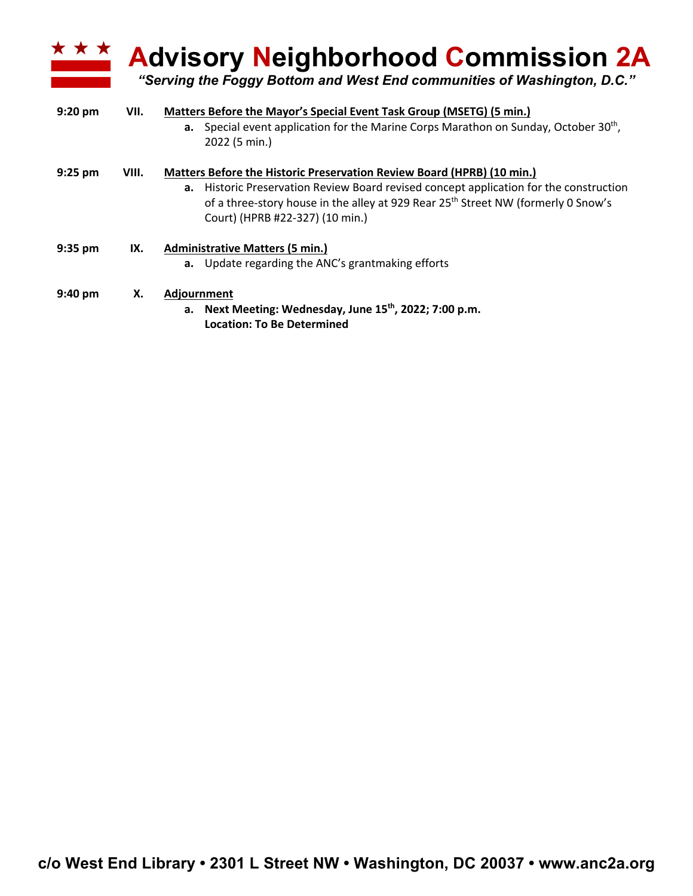# Advisory Neighborhood Commission 2A

*"Serving the Foggy Bottom and West End communities of Washington, D.C."*

**9:20 pm VII. Matters Before the Mayor's Special Event Task Group (MSETG) (5 min.)**

- **a.** Special event application for the Marine Corps Marathon on Sunday, October 30th, 2022 (5 min.)

**9:25 pm VIII. Matters Before the Historic Preservation Review Board (HPRB) (10 min.)**

- **a.** Historic Preservation Review Board revised concept application for the construction of a three-story house in the alley at 929 Rear 25th Street NW (formerly 0 Snow's Court) (HPRB #22-327) (10 min.)

**9:35 pm IX. Administrative Matters (5 min.)**

- **a.** Update regarding the ANC's grantmaking efforts

**9:40 pm X. Adjournment**

- **a. Next Meeting: Wednesday, June 15th, 2022; 7:00 p.m.**
  **Location: To Be Determined**

**c/o West End Library • 2301 L Street NW • Washington, DC 20037 • www.anc2a.org**